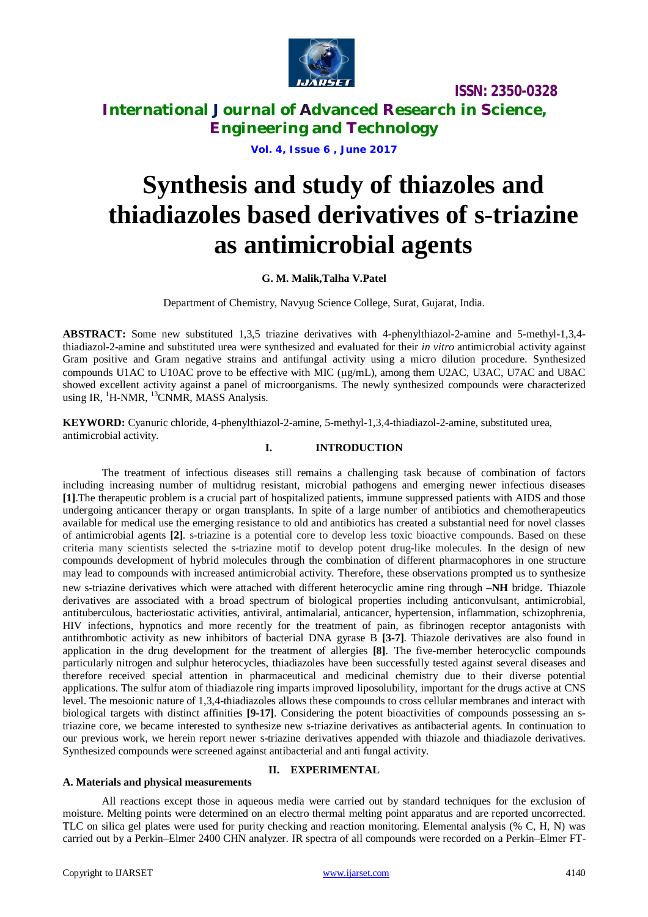# Synthesis and study of thiazoles and thiadiazoles based derivatives of s-triazine as antimicrobial agents

**G. M. Malik, Talha V. Patel**

Department of Chemistry, Navyug Science College, Surat, Gujarat, India.

**ABSTRACT:** Some new substituted 1,3,5 triazine derivatives with 4-phenylthiazol-2-amine and 5-methyl-1,3,4-thiadiazol-2-amine and substituted urea were synthesized and evaluated for their *in vitro* antimicrobial activity against Gram positive and Gram negative strains and antifungal activity using a micro dilution procedure. Synthesized compounds U1AC to U10AC prove to be effective with MIC (μg/mL), among them U2AC, U3AC, U7AC and U8AC showed excellent activity against a panel of microorganisms. The newly synthesized compounds were characterized using IR, $^{1}$H-NMR, $^{13}$CNMR, MASS Analysis.

**KEYWORD:** Cyanuric chloride, 4-phenylthiazol-2-amine, 5-methyl-1,3,4-thiadiazol-2-amine, substituted urea, antimicrobial activity.

## I. INTRODUCTION

The treatment of infectious diseases still remains a challenging task because of combination of factors including increasing number of multidrug resistant, microbial pathogens and emerging newer infectious diseases **[1]**.The therapeutic problem is a crucial part of hospitalized patients, immune suppressed patients with AIDS and those undergoing anticancer therapy or organ transplants. In spite of a large number of antibiotics and chemotherapeutics available for medical use the emerging resistance to old and antibiotics has created a substantial need for novel classes of antimicrobial agents **[2]**. s-triazine is a potential core to develop less toxic bioactive compounds. Based on these criteria many scientists selected the s-triazine motif to develop potent drug-like molecules. In the design of new compounds development of hybrid molecules through the combination of different pharmacophores in one structure may lead to compounds with increased antimicrobial activity. Therefore, these observations prompted us to synthesize new s-triazine derivatives which were attached with different heterocyclic amine ring through **–NH** bridge. Thiazole derivatives are associated with a broad spectrum of biological properties including anticonvulsant, antimicrobial, antituberculous, bacteriostatic activities, antiviral, antimalarial, anticancer, hypertension, inflammation, schizophrenia, HIV infections, hypnotics and more recently for the treatment of pain, as fibrinogen receptor antagonists with antithrombotic activity as new inhibitors of bacterial DNA gyrase B **[3-7]**. Thiazole derivatives are also found in application in the drug development for the treatment of allergies **[8]**. The five-member heterocyclic compounds particularly nitrogen and sulphur heterocycles, thiadiazoles have been successfully tested against several diseases and therefore received special attention in pharmaceutical and medicinal chemistry due to their diverse potential applications. The sulfur atom of thiadiazole ring imparts improved liposolubility, important for the drugs active at CNS level. The mesoionic nature of 1,3,4-thiadiazoles allows these compounds to cross cellular membranes and interact with biological targets with distinct affinities **[9-17]**. Considering the potent bioactivities of compounds possessing an s-triazine core, we became interested to synthesize new s-triazine derivatives as antibacterial agents. In continuation to our previous work, we herein report newer s-triazine derivatives appended with thiazole and thiadiazole derivatives. Synthesized compounds were screened against antibacterial and anti fungal activity.

## II. EXPERIMENTAL

### A. Materials and physical measurements

All reactions except those in aqueous media were carried out by standard techniques for the exclusion of moisture. Melting points were determined on an electro thermal melting point apparatus and are reported uncorrected. TLC on silica gel plates were used for purity checking and reaction monitoring. Elemental analysis (% C, H, N) was carried out by a Perkin–Elmer 2400 CHN analyzer. IR spectra of all compounds were recorded on a Perkin–Elmer FT-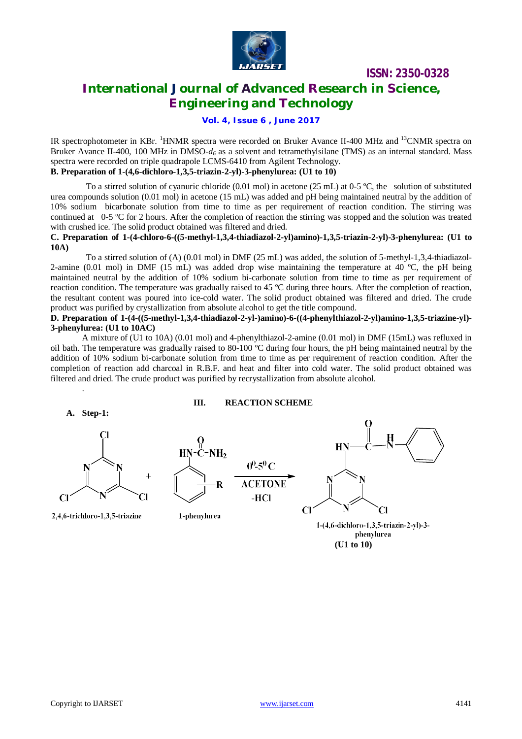IR spectrophotometer in KBr. $^{1}$HNMR spectra were recorded on Bruker Avance II-400 MHz and $^{13}$CNMR spectra on Bruker Avance II-400, 100 MHz in DMSO-$d_6$ as a solvent and tetramethylsilane (TMS) as an internal standard. Mass spectra were recorded on triple quadrapole LCMS-6410 from Agilent Technology.

**B. Preparation of 1-(4,6-dichloro-1,3,5-triazin-2-yl)-3-phenylurea: (U1 to 10)**

To a stirred solution of cyanuric chloride (0.01 mol) in acetone (25 mL) at 0-5 ºC, the solution of substituted urea compounds solution (0.01 mol) in acetone (15 mL) was added and pH being maintained neutral by the addition of 10% sodium bicarbonate solution from time to time as per requirement of reaction condition. The stirring was continued at 0-5 ºC for 2 hours. After the completion of reaction the stirring was stopped and the solution was treated with crushed ice. The solid product obtained was filtered and dried.

**C. Preparation of 1-(4-chloro-6-((5-methyl-1,3,4-thiadiazol-2-yl)amino)-1,3,5-triazin-2-yl)-3-phenylurea: (U1 to 10A)**

To a stirred solution of (A) (0.01 mol) in DMF (25 mL) was added, the solution of 5-methyl-1,3,4-thiadiazol-2-amine (0.01 mol) in DMF (15 mL) was added drop wise maintaining the temperature at 40 ºC, the pH being maintained neutral by the addition of 10% sodium bi-carbonate solution from time to time as per requirement of reaction condition. The temperature was gradually raised to 45 ºC during three hours. After the completion of reaction, the resultant content was poured into ice-cold water. The solid product obtained was filtered and dried. The crude product was purified by crystallization from absolute alcohol to get the title compound.

**D. Preparation of 1-(4-((5-methyl-1,3,4-thiadiazol-2-yl-)amino)-6-((4-phenylthiazol-2-yl)amino-1,3,5-triazine-yl)-3-phenylurea: (U1 to 10AC)**

A mixture of (U1 to 10A) (0.01 mol) and 4-phenylthiazol-2-amine (0.01 mol) in DMF (15mL) was refluxed in oil bath. The temperature was gradually raised to 80-100 ºC during four hours, the pH being maintained neutral by the addition of 10% sodium bi-carbonate solution from time to time as per requirement of reaction condition. After the completion of reaction add charcoal in R.B.F. and heat and filter into cold water. The solid product obtained was filtered and dried. The crude product was purified by recrystallization from absolute alcohol.

## III. REACTION SCHEME

**A. Step-1:**

2,4,6-trichloro-1,3,5-triazine + 1-phenylurea → ($0^0$-$5^0$ C, ACETONE, -HCl) 1-(4,6-dichloro-1,3,5-triazin-2-yl)-3-phenylurea **(U1 to 10)**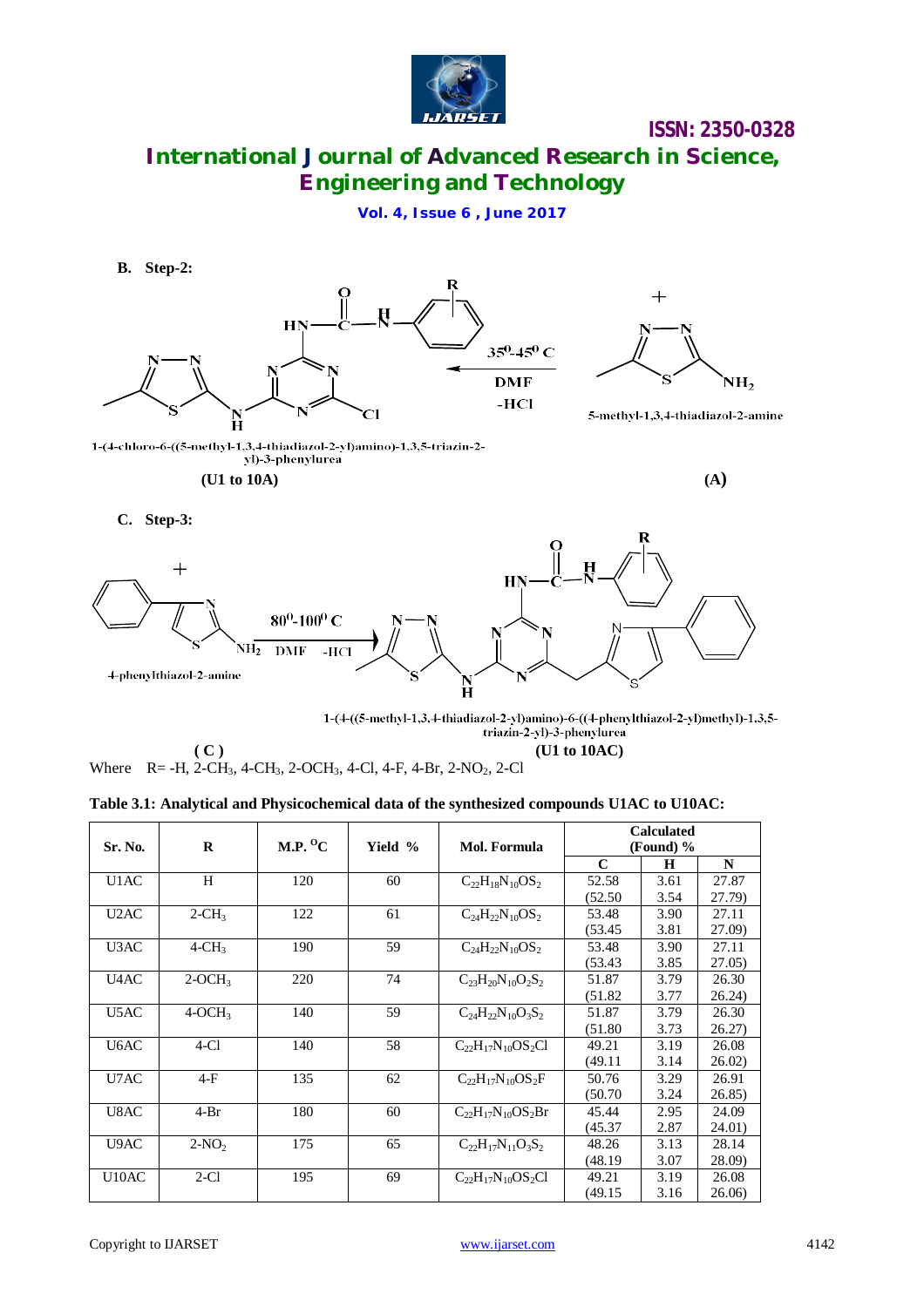**B. Step-2:**

1-(4-chloro-6-((5-methyl-1,3,4-thiadiazol-2-yl)amino)-1,3,5-triazin-2-yl)-3-phenylurea

**(U1 to 10A)**

$35^0$-$45^0$ C

DMF

-HCl

+

5-methyl-1,3,4-thiadiazol-2-amine

**(A)**

**C. Step-3:**

+

4-phenylthiazol-2-amine

$80^0$-$100^0$ C

DMF -HCl

1-(4-((5-methyl-1,3,4-thiadiazol-2-yl)amino)-6-((4-phenylthiazol-2-yl)methyl)-1,3,5-triazin-2-yl)-3-phenylurea

**( C )**

**(U1 to 10AC)**

Where R= -H, 2-$CH_3$, 4-$CH_3$, 2-$OCH_3$, 4-Cl, 4-F, 4-Br, 2-$NO_2$, 2-Cl

**Table 3.1: Analytical and Physicochemical data of the synthesized compounds U1AC to U10AC:**

| Sr. No. | R | M.P. $^O$C | Yield % | Mol. Formula | Calculated (Found) % | | |
|---|---|---|---|---|---|---|---|
| | | | | | C | H | N |
| U1AC | H | 120 | 60 | $C_{22}H_{18}N_{10}OS_2$ | 52.58 (52.50 | 3.61 3.54 | 27.87 27.79) |
| U2AC | 2-$CH_3$ | 122 | 61 | $C_{24}H_{22}N_{10}OS_2$ | 53.48 (53.45 | 3.90 3.81 | 27.11 27.09) |
| U3AC | 4-$CH_3$ | 190 | 59 | $C_{24}H_{22}N_{10}OS_2$ | 53.48 (53.43 | 3.90 3.85 | 27.11 27.05) |
| U4AC | 2-$OCH_3$ | 220 | 74 | $C_{23}H_{20}N_{10}O_2S_2$ | 51.87 (51.82 | 3.79 3.77 | 26.30 26.24) |
| U5AC | 4-$OCH_3$ | 140 | 59 | $C_{24}H_{22}N_{10}O_3S_2$ | 51.87 (51.80 | 3.79 3.73 | 26.30 26.27) |
| U6AC | 4-Cl | 140 | 58 | $C_{22}H_{17}N_{10}OS_2Cl$ | 49.21 (49.11 | 3.19 3.14 | 26.08 26.02) |
| U7AC | 4-F | 135 | 62 | $C_{22}H_{17}N_{10}OS_2F$ | 50.76 (50.70 | 3.29 3.24 | 26.91 26.85) |
| U8AC | 4-Br | 180 | 60 | $C_{22}H_{17}N_{10}OS_2Br$ | 45.44 (45.37 | 2.95 2.87 | 24.09 24.01) |
| U9AC | 2-$NO_2$ | 175 | 65 | $C_{22}H_{17}N_{11}O_3S_2$ | 48.26 (48.19 | 3.13 3.07 | 28.14 28.09) |
| U10AC | 2-Cl | 195 | 69 | $C_{22}H_{17}N_{10}OS_2Cl$ | 49.21 (49.15 | 3.19 3.16 | 26.08 26.06) |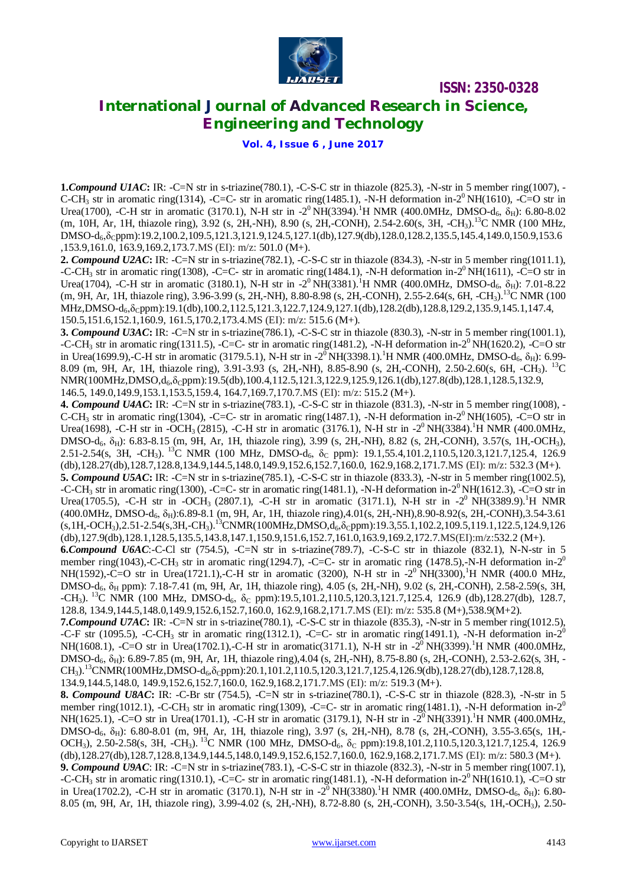**1.** ***Compound U1AC*:** IR: -C=N str in s-triazine(780.1), -C-S-C str in thiazole (825.3), -N-str in 5 member ring(1007), -C-$CH_3$ str in aromatic ring(1314), -C=C- str in aromatic ring(1485.1), -N-H deformation in-$2^0$ NH(1610), -C=O str in Urea(1700), -C-H str in aromatic (3170.1), N-H str in -$2^0$ NH(3394).$^1$H NMR (400.0MHz, DMSO-$d_6$, $\delta_H$): 6.80-8.02 (m, 10H, Ar, 1H, thiazole ring), 3.92 (s, 2H,-NH), 8.90 (s, 2H,-CONH), 2.54-2.60(s, 3H, -$CH_3$).$^{13}$C NMR (100 MHz, DMSO-$d_6$,$\delta_C$ppm):19.2,100.2,109.5,121.3,121.9,124.5,127.1(db),127.9(db),128.0,128.2,135.5,145.4,149.0,150.9,153.6 ,153.9,161.0, 163.9,169.2,173.7.MS (EI): m/z: 501.0 (M+).

**2.** ***Compound U2AC*:** IR: -C=N str in s-triazine(782.1), -C-S-C str in thiazole (834.3), -N-str in 5 member ring(1011.1), -C-$CH_3$ str in aromatic ring(1308), -C=C- str in aromatic ring(1484.1), -N-H deformation in-$2^0$ NH(1611), -C=O str in Urea(1704), -C-H str in aromatic (3180.1), N-H str in -$2^0$ NH(3381).$^1$H NMR (400.0MHz, DMSO-$d_6$, $\delta_H$): 7.01-8.22 (m, 9H, Ar, 1H, thiazole ring), 3.96-3.99 (s, 2H,-NH), 8.80-8.98 (s, 2H,-CONH), 2.55-2.64(s, 6H, -$CH_3$).$^{13}$C NMR (100 MHz,DMSO-$d_6$,$\delta_C$ppm):19.1(db),100.2,112.5,121.3,122.7,124.9,127.1(db),128.2(db),128.8,129.2,135.9,145.1,147.4, 150.5,151.6,152.1,160.9, 161.5,170.2,173.4.MS (EI): m/z: 515.6 (M+).

**3.** ***Compound U3AC*:** IR: -C=N str in s-triazine(786.1), -C-S-C str in thiazole (830.3), -N-str in 5 member ring(1001.1), -C-$CH_3$ str in aromatic ring(1311.5), -C=C- str in aromatic ring(1481.2), -N-H deformation in-$2^0$ NH(1620.2), -C=O str in Urea(1699.9),-C-H str in aromatic (3179.5.1), N-H str in -$2^0$ NH(3398.1).$^1$H NMR (400.0MHz, DMSO-$d_6$, $\delta_H$): 6.99-8.09 (m, 9H, Ar, 1H, thiazole ring), 3.91-3.93 (s, 2H,-NH), 8.85-8.90 (s, 2H,-CONH), 2.50-2.60(s, 6H, -$CH_3$). $^{13}$C NMR(100MHz,DMSO,$d_6$,$\delta_C$ppm):19.5(db),100.4,112.5,121.3,122.9,125.9,126.1(db),127.8(db),128.1,128.5,132.9, 146.5, 149.0,149.9,153.1,153.5,159.4, 164.7,169.7,170.7.MS (EI): m/z: 515.2 (M+).

**4.** ***Compound U4AC*:** IR: -C=N str in s-triazine(783.1), -C-S-C str in thiazole (831.3), -N-str in 5 member ring(1008), -C-$CH_3$ str in aromatic ring(1304), -C=C- str in aromatic ring(1487.1), -N-H deformation in-$2^0$ NH(1605), -C=O str in Urea(1698), -C-H str in -$OCH_3$ (2815), -C-H str in aromatic (3176.1), N-H str in -$2^0$ NH(3384).$^1$H NMR (400.0MHz, DMSO-$d_6$, $\delta_H$): 6.83-8.15 (m, 9H, Ar, 1H, thiazole ring), 3.99 (s, 2H,-NH), 8.82 (s, 2H,-CONH), 3.57(s, 1H,-$OCH_3$), 2.51-2.54(s, 3H, -$CH_3$). $^{13}$C NMR (100 MHz, DMSO-$d_6$, $\delta_C$ ppm): 19.1,55.4,101.2,110.5,120.3,121.7,125.4, 126.9 (db),128.27(db),128.7,128.8,134.9,144.5,148.0,149.9,152.6,152.7,160.0, 162.9,168.2,171.7.MS (EI): m/z: 532.3 (M+).

**5.** ***Compound U5AC*:** IR: -C=N str in s-triazine(785.1), -C-S-C str in thiazole (833.3), -N-str in 5 member ring(1002.5), -C-$CH_3$ str in aromatic ring(1300), -C=C- str in aromatic ring(1481.1), -N-H deformation in-$2^0$ NH(1612.3), -C=O str in Urea(1705.5), -C-H str in -$OCH_3$ (2807.1), -C-H str in aromatic (3171.1), N-H str in -$2^0$ NH(3389.9).$^1$H NMR (400.0MHz, DMSO-$d_6$, $\delta_H$):6.89-8.1 (m, 9H, Ar, 1H, thiazole ring),4.01(s, 2H,-NH),8.90-8.92(s, 2H,-CONH),3.54-3.61 (s,1H,-$OCH_3$),2.51-2.54(s,3H,-$CH_3$).$^{13}$CNMR(100MHz,DMSO,$d_6$,$\delta_C$ppm):19.3,55.1,102.2,109.5,119.1,122.5,124.9,126 (db),127.9(db),128.1,128.5,135.5,143.8,147.1,150.9,151.6,152.7,161.0,163.9,169.2,172.7.MS(EI):m/z:532.2 (M+).

**6.** ***Compound U6AC*:**-C-Cl str (754.5), -C=N str in s-triazine(789.7), -C-S-C str in thiazole (832.1), N-N-str in 5 member ring(1043),-C-$CH_3$ str in aromatic ring(1294.7), -C=C- str in aromatic ring (1478.5),-N-H deformation in-$2^0$ NH(1592),-C=O str in Urea(1721.1),-C-H str in aromatic (3200), N-H str in -$2^0$ NH(3300),$^1$H NMR (400.0 MHz, DMSO-$d_6$, $\delta_H$ ppm): 7.18-7.41 (m, 9H, Ar, 1H, thiazole ring), 4.05 (s, 2H,-NH), 9.02 (s, 2H,-CONH), 2.58-2.59(s, 3H, -$CH_3$). $^{13}$C NMR (100 MHz, DMSO-$d_6$, $\delta_C$ ppm):19.5,101.2,110.5,120.3,121.7,125.4, 126.9 (db),128.27(db), 128.7, 128.8, 134.9,144.5,148.0,149.9,152.6,152.7,160.0, 162.9,168.2,171.7.MS (EI): m/z: 535.8 (M+),538.9(M+2).

**7.** ***Compound U7AC*:** IR: -C=N str in s-triazine(780.1), -C-S-C str in thiazole (835.3), -N-str in 5 member ring(1012.5), -C-F str (1095.5), -C-$CH_3$ str in aromatic ring(1312.1), -C=C- str in aromatic ring(1491.1), -N-H deformation in-$2^0$ NH(1608.1), -C=O str in Urea(1702.1),-C-H str in aromatic(3171.1), N-H str in -$2^0$ NH(3399).$^1$H NMR (400.0MHz, DMSO-$d_6$, $\delta_H$): 6.89-7.85 (m, 9H, Ar, 1H, thiazole ring),4.04 (s, 2H,-NH), 8.75-8.80 (s, 2H,-CONH), 2.53-2.62(s, 3H, -$CH_3$).$^{13}$CNMR(100MHz,DMSO-$d_6$,$\delta_C$ppm):20.1,101.2,110.5,120.3,121.7,125.4,126.9(db),128.27(db),128.7,128.8, 134.9,144.5,148.0, 149.9,152.6,152.7,160.0, 162.9,168.2,171.7.MS (EI): m/z: 519.3 (M+).

**8.** ***Compound U8AC*:** IR: -C-Br str (754.5), -C=N str in s-triazine(780.1), -C-S-C str in thiazole (828.3), -N-str in 5 member ring(1012.1), -C-$CH_3$ str in aromatic ring(1309), -C=C- str in aromatic ring(1481.1), -N-H deformation in-$2^0$ NH(1625.1), -C=O str in Urea(1701.1), -C-H str in aromatic (3179.1), N-H str in -$2^0$ NH(3391).$^1$H NMR (400.0MHz, DMSO-$d_6$, $\delta_H$): 6.80-8.01 (m, 9H, Ar, 1H, thiazole ring), 3.97 (s, 2H,-NH), 8.78 (s, 2H,-CONH), 3.55-3.65(s, 1H,-$OCH_3$), 2.50-2.58(s, 3H, -$CH_3$). $^{13}$C NMR (100 MHz, DMSO-$d_6$, $\delta_C$ ppm):19.8,101.2,110.5,120.3,121.7,125.4, 126.9 (db),128.27(db),128.7,128.8,134.9,144.5,148.0,149.9,152.6,152.7,160.0, 162.9,168.2,171.7.MS (EI): m/z: 580.3 (M+).

**9.** ***Compound U9AC*:** IR: -C=N str in s-triazine(783.1), -C-S-C str in thiazole (832.3), -N-str in 5 member ring(1007.1), -C-$CH_3$ str in aromatic ring(1310.1), -C=C- str in aromatic ring(1481.1), -N-H deformation in-$2^0$ NH(1610.1), -C=O str in Urea(1702.2), -C-H str in aromatic (3170.1), N-H str in -$2^0$ NH(3380).$^1$H NMR (400.0MHz, DMSO-$d_6$, $\delta_H$): 6.80-8.05 (m, 9H, Ar, 1H, thiazole ring), 3.99-4.02 (s, 2H,-NH), 8.72-8.80 (s, 2H,-CONH), 3.50-3.54(s, 1H,-$OCH_3$), 2.50-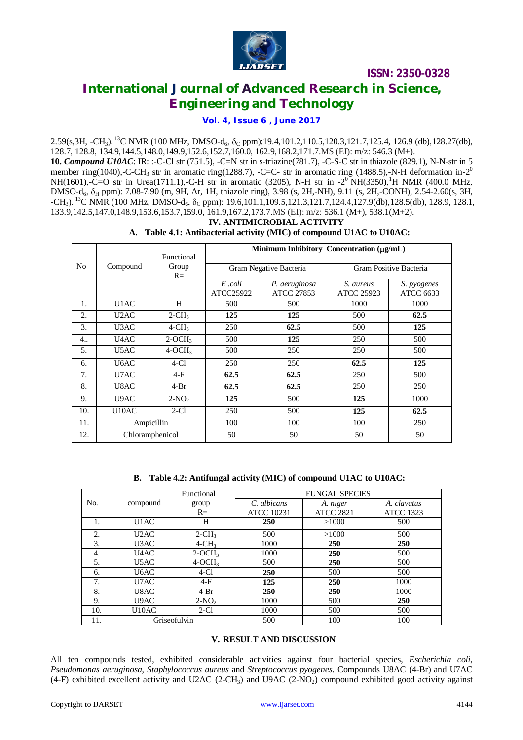2.59(s,3H, $-CH_3$). [13]C NMR (100 MHz, DMSO-$d_6$, $\delta_C$ ppm):19.4,101.2,110.5,120.3,121.7,125.4, 126.9 (db),128.27(db), 128.7, 128.8, 134.9,144.5,148.0,149.9,152.6,152.7,160.0, 162.9,168.2,171.7.MS (EI): m/z: 546.3 (M+).

**10.** ***Compound U10AC***: IR: :-C-Cl str (751.5), -C=N str in s-triazine(781.7), -C-S-C str in thiazole (829.1), N-N-str in 5 member ring(1040),-C-$CH_3$ str in aromatic ring(1288.7), -C=C- str in aromatic ring (1488.5),-N-H deformation in-$2^0$ NH(1601),-C=O str in Urea(1711.1),-C-H str in aromatic (3205), N-H str in -$2^0$ NH(3350),[1]H NMR (400.0 MHz, DMSO-$d_6$, $\delta_H$ ppm): 7.08-7.90 (m, 9H, Ar, 1H, thiazole ring), 3.98 (s, 2H,-NH), 9.11 (s, 2H,-CONH), 2.54-2.60(s, 3H, $-CH_3$). [13]C NMR (100 MHz, DMSO-$d_6$, $\delta_C$ ppm): 19.6,101.1,109.5,121.3,121.7,124.4,127.9(db),128.5(db), 128.9, 128.1, 133.9,142.5,147.0,148.9,153.6,153.7,159.0, 161.9,167.2,173.7.MS (EI): m/z: 536.1 (M+), 538.1(M+2).

## IV. ANTIMICROBIAL ACTIVITY

### A. Table 4.1: Antibacterial activity (MIC) of compound U1AC to U10AC:

| No | Compound | Functional Group R= | Minimum Inhibitory Concentration (μg/mL) | | | |
|---|---|---|---|---|---|---|
| | | | Gram Negative Bacteria | | Gram Positive Bacteria | |
| | | | *E .coli* ATCC25922 | *P. aeruginosa* ATCC 27853 | *S. aureus* ATCC 25923 | *S. pyogenes* ATCC 6633 |
| 1. | U1AC | H | 500 | 500 | 1000 | 1000 |
| 2. | U2AC | $2-CH_3$ | **125** | **125** | 500 | **62.5** |
| 3. | U3AC | $4-CH_3$ | 250 | **62.5** | 500 | **125** |
| 4.. | U4AC | $2-OCH_3$ | 500 | **125** | 250 | 500 |
| 5. | U5AC | $4-OCH_3$ | 500 | 250 | 250 | 500 |
| 6. | U6AC | 4-Cl | 250 | 250 | **62.5** | **125** |
| 7. | U7AC | 4-F | **62.5** | **62.5** | 250 | 500 |
| 8. | U8AC | 4-Br | **62.5** | **62.5** | 250 | 250 |
| 9. | U9AC | $2-NO_2$ | **125** | 500 | **125** | 1000 |
| 10. | U10AC | 2-Cl | 250 | 500 | **125** | **62.5** |
| 11. | Ampicillin | | 100 | 100 | 100 | 250 |
| 12. | Chloramphenicol | | 50 | 50 | 50 | 50 |

### B. Table 4.2: Antifungal activity (MIC) of compound U1AC to U10AC:

| No. | compound | Functional group R= | FUNGAL SPECIES | | |
|---|---|---|---|---|---|
| | | | *C. albicans* ATCC 10231 | *A. niger* ATCC 2821 | *A. clavatus* ATCC 1323 |
| 1. | U1AC | H | **250** | >1000 | 500 |
| 2. | U2AC | $2-CH_3$ | 500 | >1000 | 500 |
| 3. | U3AC | $4-CH_3$ | 1000 | **250** | **250** |
| 4. | U4AC | $2-OCH_3$ | 1000 | **250** | 500 |
| 5. | U5AC | $4-OCH_3$ | 500 | **250** | 500 |
| 6. | U6AC | 4-Cl | **250** | 500 | 500 |
| 7. | U7AC | 4-F | **125** | **250** | 1000 |
| 8. | U8AC | 4-Br | **250** | **250** | 1000 |
| 9. | U9AC | $2-NO_2$ | 1000 | 500 | **250** |
| 10. | U10AC | 2-Cl | 1000 | 500 | 500 |
| 11. | Griseofulvin | | 500 | 100 | 100 |

## V. RESULT AND DISCUSSION

All ten compounds tested, exhibited considerable activities against four bacterial species, *Escherichia coli*, *Pseudomonas aeruginosa*, *Staphylococcus aureus* and *Streptococcus pyogenes*. Compounds U8AC (4-Br) and U7AC (4-F) exhibited excellent activity and U2AC ($2-CH_3$) and U9AC ($2-NO_2$) compound exhibited good activity against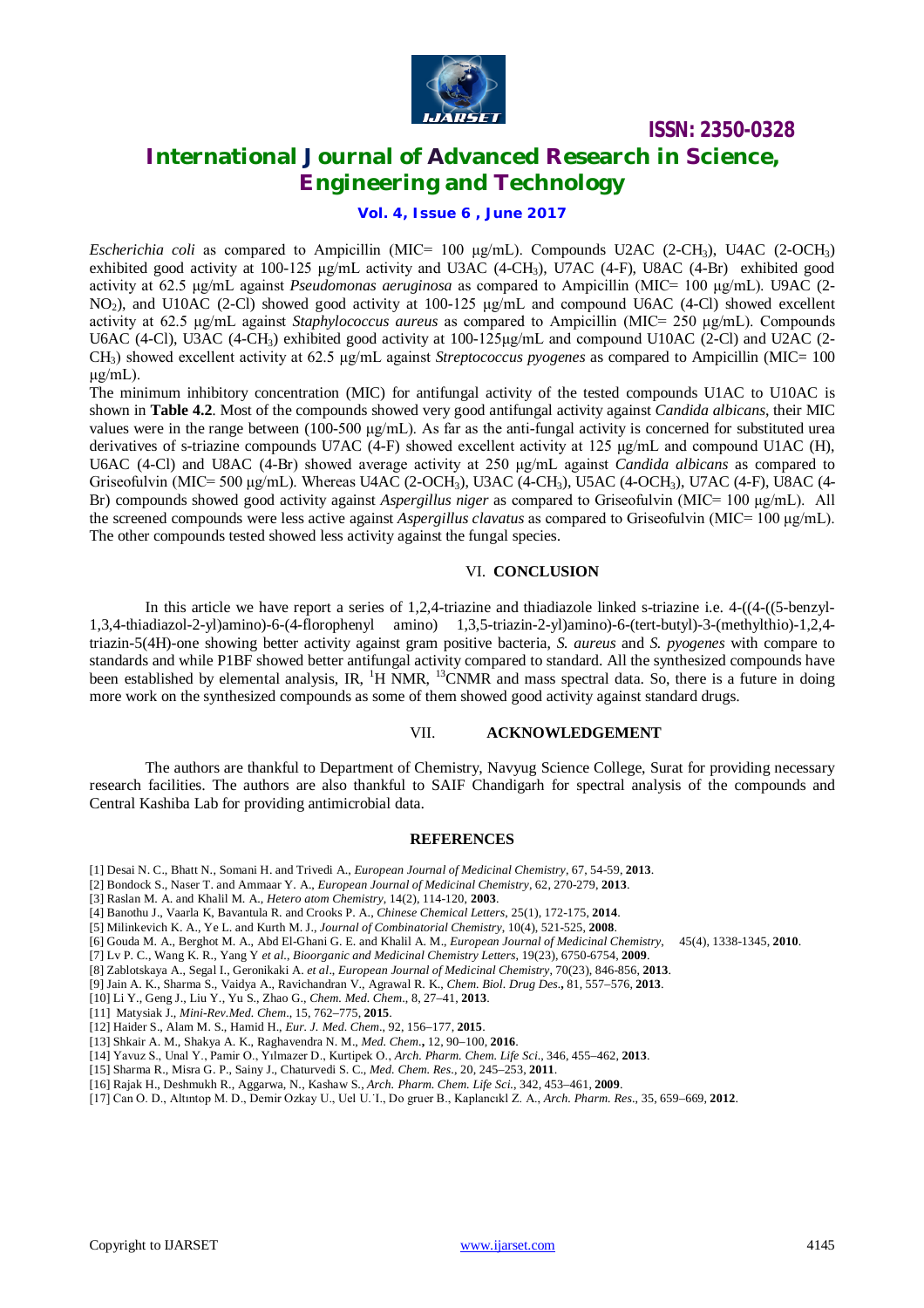*Escherichia coli* as compared to Ampicillin (MIC= 100 µg/mL). Compounds U2AC (2-$CH_3$), U4AC (2-$OCH_3$) exhibited good activity at 100-125 µg/mL activity and U3AC (4-$CH_3$), U7AC (4-F), U8AC (4-Br) exhibited good activity at 62.5 µg/mL against *Pseudomonas aeruginosa* as compared to Ampicillin (MIC= 100 µg/mL). U9AC (2-$NO_2$), and U10AC (2-Cl) showed good activity at 100-125 µg/mL and compound U6AC (4-Cl) showed excellent activity at 62.5 µg/mL against *Staphylococcus aureus* as compared to Ampicillin (MIC= 250 µg/mL). Compounds U6AC (4-Cl), U3AC (4-$CH_3$) exhibited good activity at 100-125µg/mL and compound U10AC (2-Cl) and U2AC (2-$CH_3$) showed excellent activity at 62.5 µg/mL against *Streptococcus pyogenes* as compared to Ampicillin (MIC= 100 µg/mL).

The minimum inhibitory concentration (MIC) for antifungal activity of the tested compounds U1AC to U10AC is shown in **Table 4.2**. Most of the compounds showed very good antifungal activity against *Candida albicans*, their MIC values were in the range between (100-500 µg/mL). As far as the anti-fungal activity is concerned for substituted urea derivatives of s-triazine compounds U7AC (4-F) showed excellent activity at 125 µg/mL and compound U1AC (H), U6AC (4-Cl) and U8AC (4-Br) showed average activity at 250 µg/mL against *Candida albicans* as compared to Griseofulvin (MIC= 500 µg/mL). Whereas U4AC (2-$OCH_3$), U3AC (4-$CH_3$), U5AC (4-$OCH_3$), U7AC (4-F), U8AC (4-Br) compounds showed good activity against *Aspergillus niger* as compared to Griseofulvin (MIC= 100 µg/mL). All the screened compounds were less active against *Aspergillus clavatus* as compared to Griseofulvin (MIC= 100 µg/mL). The other compounds tested showed less activity against the fungal species.

## VI. CONCLUSION

In this article we have report a series of 1,2,4-triazine and thiadiazole linked s-triazine i.e. 4-((4-((5-benzyl-1,3,4-thiadiazol-2-yl)amino)-6-(4-florophenyl amino) 1,3,5-triazin-2-yl)amino)-6-(tert-butyl)-3-(methylthio)-1,2,4-triazin-5(4H)-one showing better activity against gram positive bacteria, *S. aureus* and *S. pyogenes* with compare to standards and while P1BF showed better antifungal activity compared to standard. All the synthesized compounds have been established by elemental analysis, IR, $^{1}$H NMR, $^{13}$CNMR and mass spectral data. So, there is a future in doing more work on the synthesized compounds as some of them showed good activity against standard drugs.

## VII. ACKNOWLEDGEMENT

The authors are thankful to Department of Chemistry, Navyug Science College, Surat for providing necessary research facilities. The authors are also thankful to SAIF Chandigarh for spectral analysis of the compounds and Central Kashiba Lab for providing antimicrobial data.

## REFERENCES

[1] Desai N. C., Bhatt N., Somani H. and Trivedi A., *European Journal of Medicinal Chemistry*, 67, 54-59, **2013**.
[2] Bondock S., Naser T. and Ammaar Y. A., *European Journal of Medicinal Chemistry*, 62, 270-279, **2013**.
[3] Raslan M. A. and Khalil M. A., *Hetero atom Chemistry*, 14(2), 114-120, **2003**.
[4] Banothu J., Vaarla K, Bavantula R. and Crooks P. A., *Chinese Chemical Letters*, 25(1), 172-175, **2014**.
[5] Milinkevich K. A., Ye L. and Kurth M. J., *Journal of Combinatorial Chemistry*, 10(4), 521-525, **2008**.
[6] Gouda M. A., Berghot M. A., Abd El-Ghani G. E. and Khalil A. M., *European Journal of Medicinal Chemistry*, 45(4), 1338-1345, **2010**.
[7] Lv P. C., Wang K. R., Yang Y *et al.*, *Bioorganic and Medicinal Chemistry Letters*, 19(23), 6750-6754, **2009**.
[8] Zablotskaya A., Segal I., Geronikaki A. *et al*., *European Journal of Medicinal Chemistry*, 70(23), 846-856, **2013**.
[9] Jain A. K., Sharma S., Vaidya A., Ravichandran V., Agrawal R. K., *Chem. Biol. Drug Des*., 81, 557–576, **2013**.
[10] Li Y., Geng J., Liu Y., Yu S., Zhao G., *Chem. Med. Chem*., 8, 27–41, **2013**.
[11] Matysiak J., *Mini-Rev.Med. Chem*., 15, 762–775, **2015**.
[12] Haider S., Alam M. S., Hamid H., *Eur. J. Med. Chem*., 92, 156–177, **2015**.
[13] Shkair A. M., Shakya A. K., Raghavendra N. M., *Med. Chem*., 12, 90–100, **2016**.
[14] Yavuz S., Unal Y., Pamir O., Yılmazer D., Kurtipek O., *Arch. Pharm. Chem. Life Sci*., 346, 455–462, **2013**.
[15] Sharma R., Misra G. P., Sainy J., Chaturvedi S. C., *Med. Chem. Res*., 20, 245–253, **2011**.
[16] Rajak H., Deshmukh R., Aggarwa, N., Kashaw S., *Arch. Pharm. Chem. Life Sci*., 342, 453–461, **2009**.
[17] Can O. D., Altıntop M. D., Demir Ozkay U., Uel U.˙I., Do gruer B., Kaplancıkl Z. A., *Arch. Pharm. Res*., 35, 659–669, **2012**.